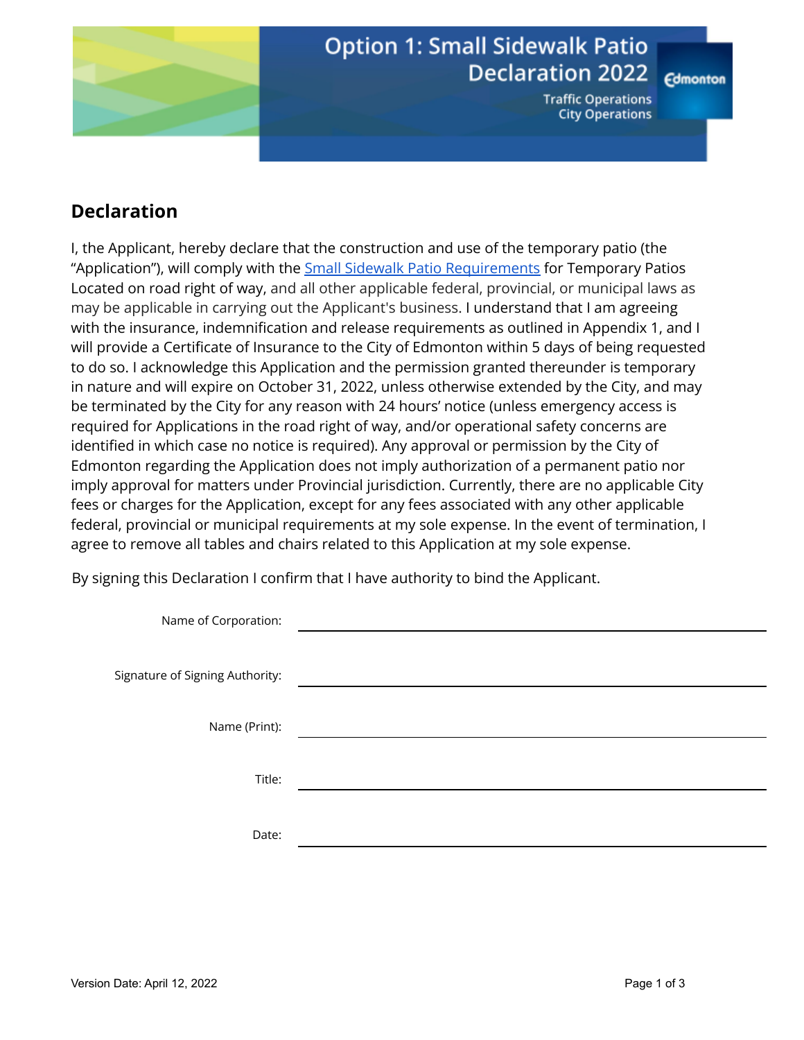# Option 1: Small Sidewalk Patio Declaration 2022

Traffic Operations
City Operations

Edmonton

## Declaration

I, the Applicant, hereby declare that the construction and use of the temporary patio (the "Application"), will comply with the Small Sidewalk Patio Requirements for Temporary Patios Located on road right of way, and all other applicable federal, provincial, or municipal laws as may be applicable in carrying out the Applicant's business. I understand that I am agreeing with the insurance, indemnification and release requirements as outlined in Appendix 1, and I will provide a Certificate of Insurance to the City of Edmonton within 5 days of being requested to do so. I acknowledge this Application and the permission granted thereunder is temporary in nature and will expire on October 31, 2022, unless otherwise extended by the City, and may be terminated by the City for any reason with 24 hours' notice (unless emergency access is required for Applications in the road right of way, and/or operational safety concerns are identified in which case no notice is required). Any approval or permission by the City of Edmonton regarding the Application does not imply authorization of a permanent patio nor imply approval for matters under Provincial jurisdiction. Currently, there are no applicable City fees or charges for the Application, except for any fees associated with any other applicable federal, provincial or municipal requirements at my sole expense. In the event of termination, I agree to remove all tables and chairs related to this Application at my sole expense.

By signing this Declaration I confirm that I have authority to bind the Applicant.

Name of Corporation: ______________________________

Signature of Signing Authority: ______________________________

Name (Print): ______________________________

Title: ______________________________

Date: ______________________________

Version Date: April 12, 2022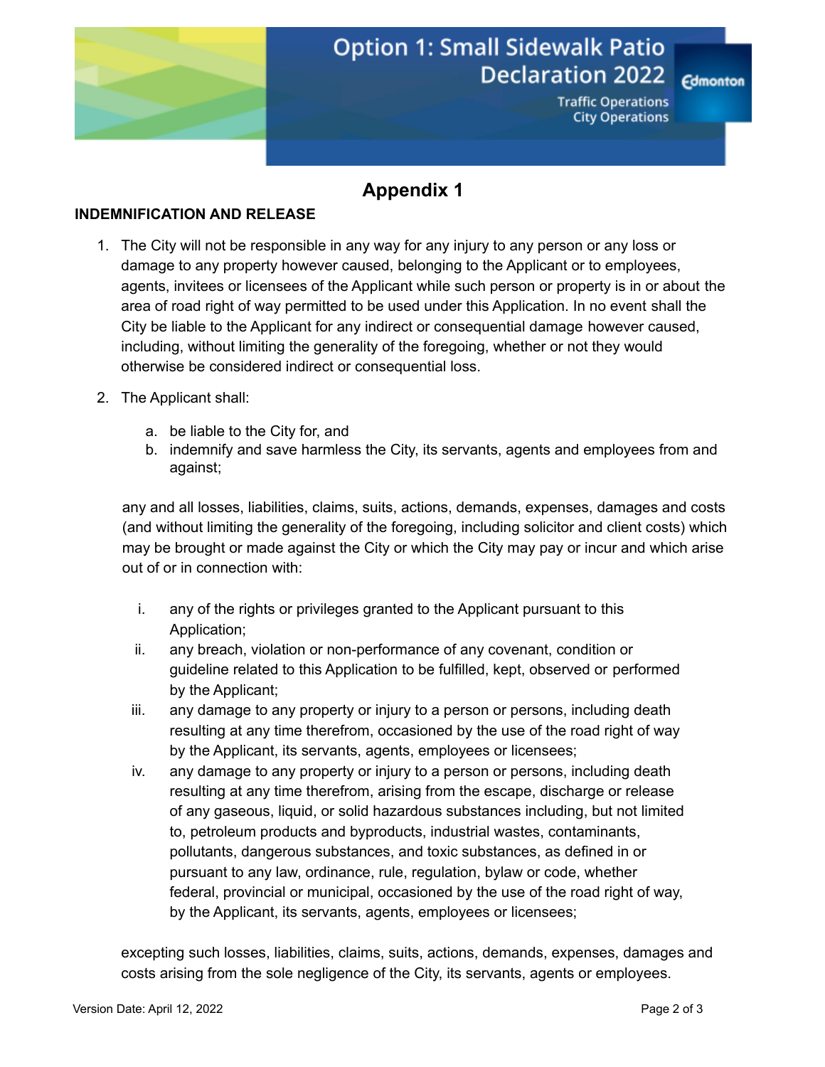# Option 1: Small Sidewalk Patio Declaration 2022

Traffic Operations
City Operations

## Appendix 1

**INDEMNIFICATION AND RELEASE**

1. The City will not be responsible in any way for any injury to any person or any loss or damage to any property however caused, belonging to the Applicant or to employees, agents, invitees or licensees of the Applicant while such person or property is in or about the area of road right of way permitted to be used under this Application. In no event shall the City be liable to the Applicant for any indirect or consequential damage however caused, including, without limiting the generality of the foregoing, whether or not they would otherwise be considered indirect or consequential loss.

2. The Applicant shall:

   a. be liable to the City for, and
   b. indemnify and save harmless the City, its servants, agents and employees from and against;

   any and all losses, liabilities, claims, suits, actions, demands, expenses, damages and costs (and without limiting the generality of the foregoing, including solicitor and client costs) which may be brought or made against the City or which the City may pay or incur and which arise out of or in connection with:

   i. any of the rights or privileges granted to the Applicant pursuant to this Application;
   ii. any breach, violation or non-performance of any covenant, condition or guideline related to this Application to be fulfilled, kept, observed or performed by the Applicant;
   iii. any damage to any property or injury to a person or persons, including death resulting at any time therefrom, occasioned by the use of the road right of way by the Applicant, its servants, agents, employees or licensees;
   iv. any damage to any property or injury to a person or persons, including death resulting at any time therefrom, arising from the escape, discharge or release of any gaseous, liquid, or solid hazardous substances including, but not limited to, petroleum products and byproducts, industrial wastes, contaminants, pollutants, dangerous substances, and toxic substances, as defined in or pursuant to any law, ordinance, rule, regulation, bylaw or code, whether federal, provincial or municipal, occasioned by the use of the road right of way, by the Applicant, its servants, agents, employees or licensees;

   excepting such losses, liabilities, claims, suits, actions, demands, expenses, damages and costs arising from the sole negligence of the City, its servants, agents or employees.

Version Date: April 12, 2022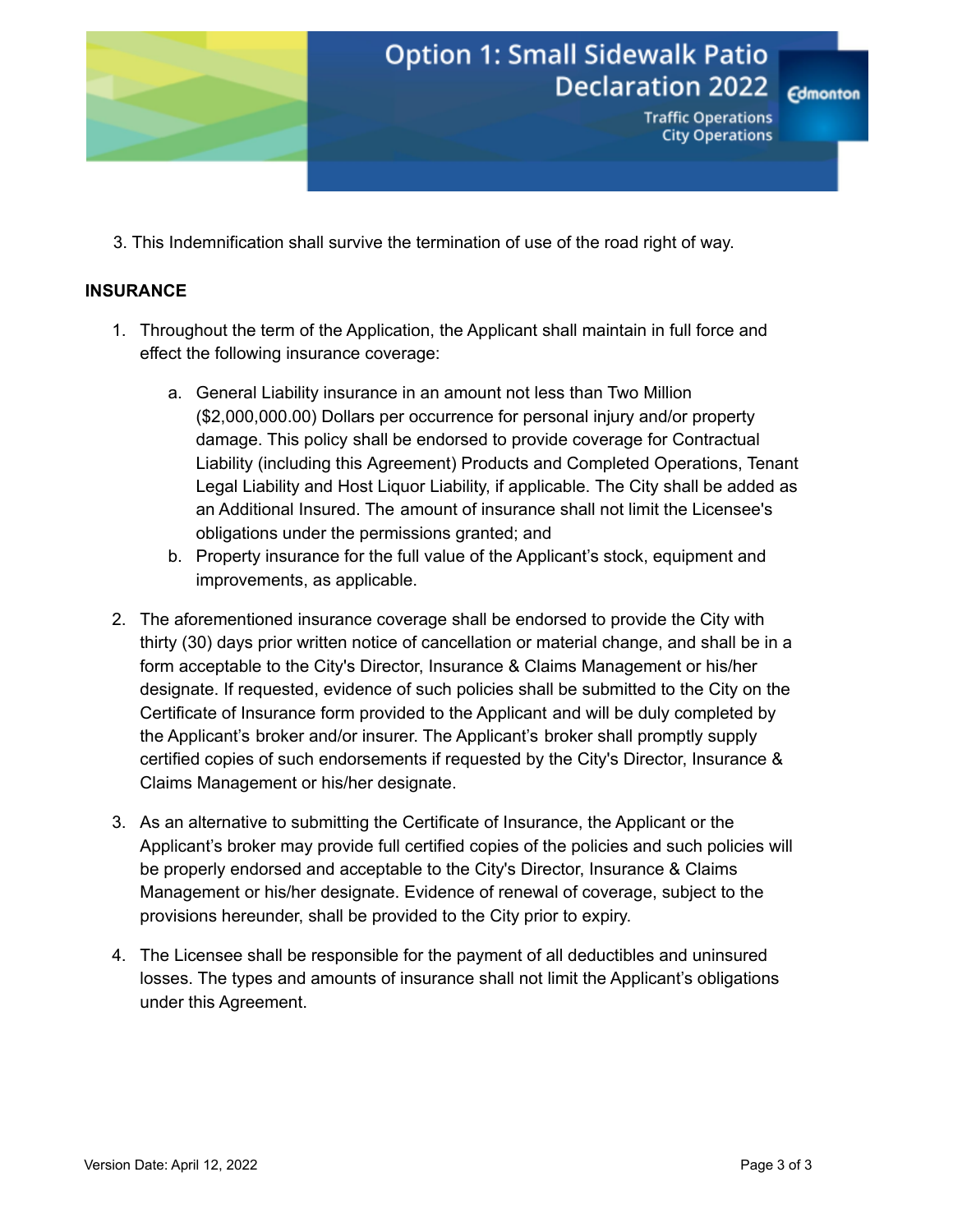3. This Indemnification shall survive the termination of use of the road right of way.

**INSURANCE**

1. Throughout the term of the Application, the Applicant shall maintain in full force and effect the following insurance coverage:

    a. General Liability insurance in an amount not less than Two Million ($2,000,000.00) Dollars per occurrence for personal injury and/or property damage. This policy shall be endorsed to provide coverage for Contractual Liability (including this Agreement) Products and Completed Operations, Tenant Legal Liability and Host Liquor Liability, if applicable. The City shall be added as an Additional Insured. The amount of insurance shall not limit the Licensee's obligations under the permissions granted; and

    b. Property insurance for the full value of the Applicant's stock, equipment and improvements, as applicable.

2. The aforementioned insurance coverage shall be endorsed to provide the City with thirty (30) days prior written notice of cancellation or material change, and shall be in a form acceptable to the City's Director, Insurance & Claims Management or his/her designate. If requested, evidence of such policies shall be submitted to the City on the Certificate of Insurance form provided to the Applicant and will be duly completed by the Applicant's broker and/or insurer. The Applicant's broker shall promptly supply certified copies of such endorsements if requested by the City's Director, Insurance & Claims Management or his/her designate.

3. As an alternative to submitting the Certificate of Insurance, the Applicant or the Applicant's broker may provide full certified copies of the policies and such policies will be properly endorsed and acceptable to the City's Director, Insurance & Claims Management or his/her designate. Evidence of renewal of coverage, subject to the provisions hereunder, shall be provided to the City prior to expiry.

4. The Licensee shall be responsible for the payment of all deductibles and uninsured losses. The types and amounts of insurance shall not limit the Applicant's obligations under this Agreement.